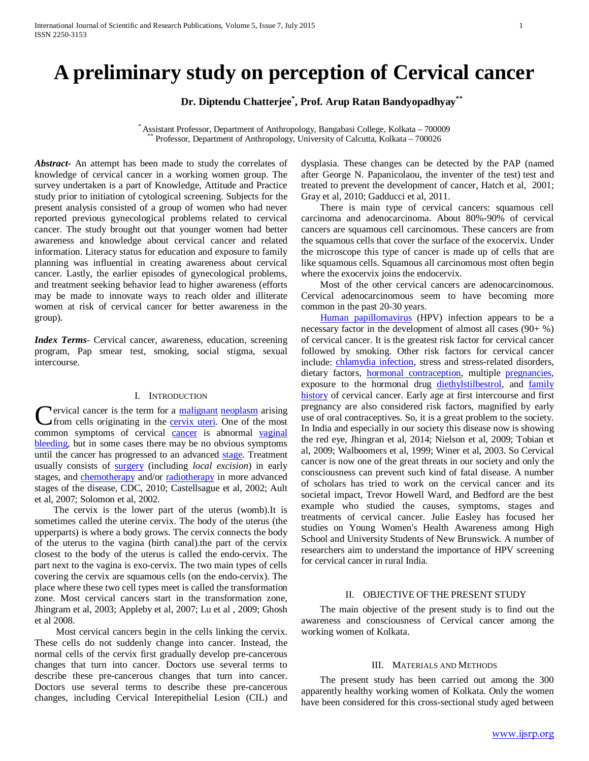# A preliminary study on perception of Cervical cancer

**Dr. Diptendu Chatterjee[*], Prof. Arup Ratan Bandyopadhyay[**]**

[*] Assistant Professor, Department of Anthropology, Bangabasi College, Kolkata – 700009
[**] Professor, Department of Anthropology, University of Calcutta, Kolkata – 700026

***Abstract-*** An attempt has been made to study the correlates of knowledge of cervical cancer in a working women group. The survey undertaken is a part of Knowledge, Attitude and Practice study prior to initiation of cytological screening. Subjects for the present analysis consisted of a group of women who had never reported previous gynecological problems related to cervical cancer. The study brought out that younger women had better awareness and knowledge about cervical cancer and related information. Literacy status for education and exposure to family planning was influential in creating awareness about cervical cancer. Lastly, the earlier episodes of gynecological problems, and treatment seeking behavior lead to higher awareness (efforts may be made to innovate ways to reach older and illiterate women at risk of cervical cancer for better awareness in the group).

***Index Terms*-** Cervical cancer, awareness, education, screening program, Pap smear test, smoking, social stigma, sexual intercourse.

## I. Introduction

Cervical cancer is the term for a malignant neoplasm arising from cells originating in the cervix uteri. One of the most common symptoms of cervical cancer is abnormal vaginal bleeding, but in some cases there may be no obvious symptoms until the cancer has progressed to an advanced stage. Treatment usually consists of surgery (including *local excision*) in early stages, and chemotherapy and/or radiotherapy in more advanced stages of the disease, CDC, 2010; Castellsague et al, 2002; Ault et al, 2007; Solomon et al, 2002.

The cervix is the lower part of the uterus (womb).It is sometimes called the uterine cervix. The body of the uterus (the upperparts) is where a body grows. The cervix connects the body of the uterus to the vagina (birth canal).the part of the cervix closest to the body of the uterus is called the endo-cervix. The part next to the vagina is exo-cervix. The two main types of cells covering the cervix are squamous cells (on the endo-cervix). The place where these two cell types meet is called the transformation zone. Most cervical cancers start in the transformation zone, Jhingram et al, 2003; Appleby et al, 2007; Lu et al , 2009; Ghosh et al 2008.

Most cervical cancers begin in the cells linking the cervix. These cells do not suddenly change into cancer. Instead, the normal cells of the cervix first gradually develop pre-cancerous changes that turn into cancer. Doctors use several terms to describe these pre-cancerous changes that turn into cancer. Doctors use several terms to describe these pre-cancerous changes, including Cervical Interepithelial Lesion (CIL) and dysplasia. These changes can be detected by the PAP (named after George N. Papanicolaou, the inventer of the test) test and treated to prevent the development of cancer, Hatch et al, 2001; Gray et al, 2010; Gadducci et al, 2011.

There is main type of cervical cancers: squamous cell carcinoma and adenocarcinoma. About 80%-90% of cervical cancers are squamous cell carcinomous. These cancers are from the squamous cells that cover the surface of the exocervix. Under the microscope this type of cancer is made up of cells that are like squamous cells. Squamous all carcinomous most often begin where the exocervix joins the endocervix.

Most of the other cervical cancers are adenocarcinomous. Cervical adenocarcinomous seem to have becoming more common in the past 20-30 years.

Human papillomavirus (HPV) infection appears to be a necessary factor in the development of almost all cases (90+ %) of cervical cancer. It is the greatest risk factor for cervical cancer followed by smoking. Other risk factors for cervical cancer include: chlamydia infection, stress and stress-related disorders, dietary factors, hormonal contraception, multiple pregnancies, exposure to the hormonal drug diethylstilbestrol, and family history of cervical cancer. Early age at first intercourse and first pregnancy are also considered risk factors, magnified by early use of oral contraceptives. So, it is a great problem to the society. In India and especially in our society this disease now is showing the red eye, Jhingran et al, 2014; Nielson et al, 2009; Tobian et al, 2009; Walboomers et al, 1999; Winer et al, 2003. So Cervical cancer is now one of the great threats in our society and only the consciousness can prevent such kind of fatal disease. A number of scholars has tried to work on the cervical cancer and its societal impact, Trevor Howell Ward, and Bedford are the best example who studied the causes, symptoms, stages and treatments of cervical cancer. Julie Easley has focused her studies on Young Women's Health Awareness among High School and University Students of New Brunswick. A number of researchers aim to understand the importance of HPV screening for cervical cancer in rural India.

## II. Objective of the Present Study

The main objective of the present study is to find out the awareness and consciousness of Cervical cancer among the working women of Kolkata.

## III. Materials and Methods

The present study has been carried out among the 300 apparently healthy working women of Kolkata. Only the women have been considered for this cross-sectional study aged between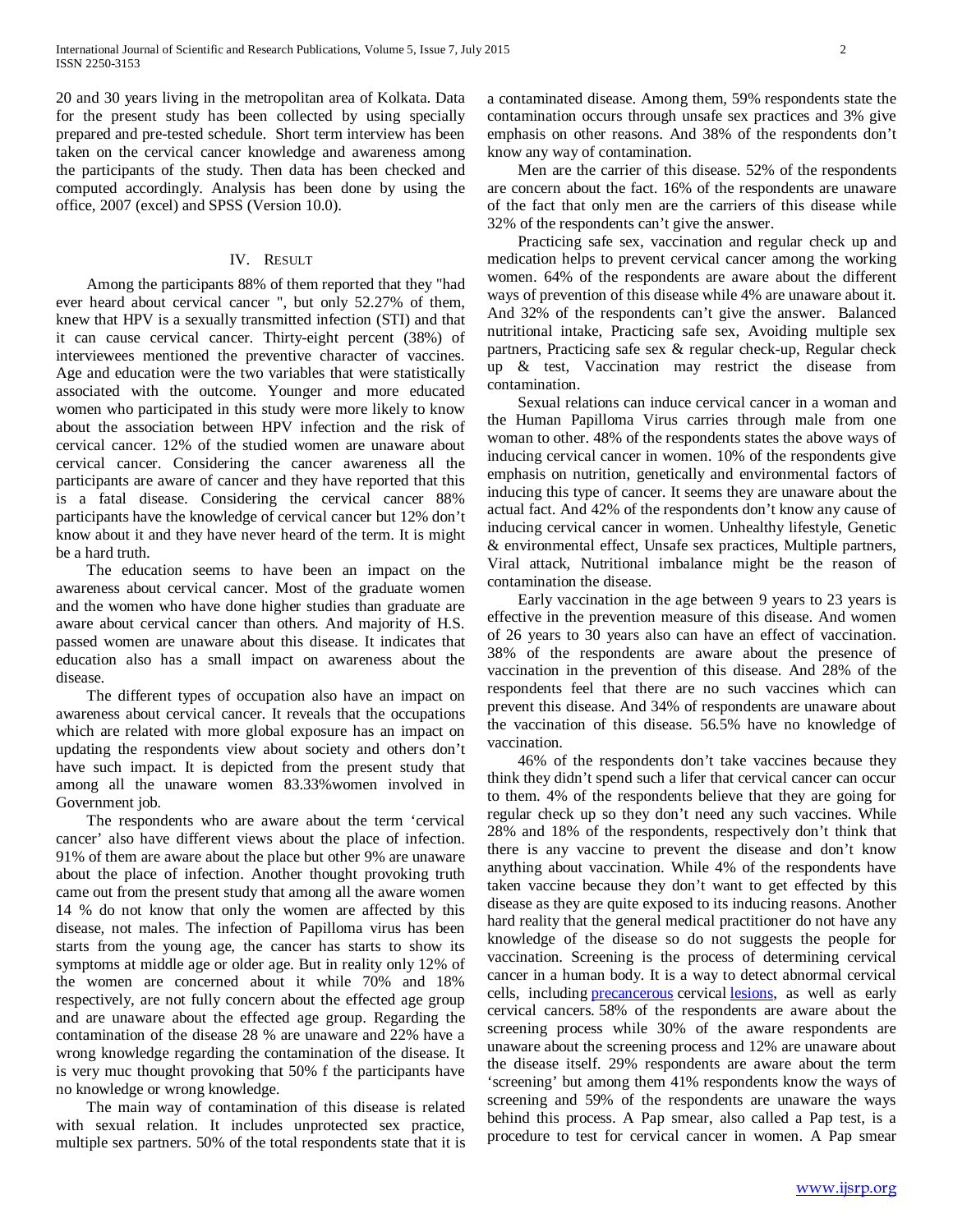20 and 30 years living in the metropolitan area of Kolkata. Data for the present study has been collected by using specially prepared and pre-tested schedule. Short term interview has been taken on the cervical cancer knowledge and awareness among the participants of the study. Then data has been checked and computed accordingly. Analysis has been done by using the office, 2007 (excel) and SPSS (Version 10.0).

## IV. Result

Among the participants 88% of them reported that they "had ever heard about cervical cancer ", but only 52.27% of them, knew that HPV is a sexually transmitted infection (STI) and that it can cause cervical cancer. Thirty-eight percent (38%) of interviewees mentioned the preventive character of vaccines. Age and education were the two variables that were statistically associated with the outcome. Younger and more educated women who participated in this study were more likely to know about the association between HPV infection and the risk of cervical cancer. 12% of the studied women are unaware about cervical cancer. Considering the cancer awareness all the participants are aware of cancer and they have reported that this is a fatal disease. Considering the cervical cancer 88% participants have the knowledge of cervical cancer but 12% don't know about it and they have never heard of the term. It is might be a hard truth.

The education seems to have been an impact on the awareness about cervical cancer. Most of the graduate women and the women who have done higher studies than graduate are aware about cervical cancer than others. And majority of H.S. passed women are unaware about this disease. It indicates that education also has a small impact on awareness about the disease.

The different types of occupation also have an impact on awareness about cervical cancer. It reveals that the occupations which are related with more global exposure has an impact on updating the respondents view about society and others don't have such impact. It is depicted from the present study that among all the unaware women 83.33%women involved in Government job.

The respondents who are aware about the term 'cervical cancer' also have different views about the place of infection. 91% of them are aware about the place but other 9% are unaware about the place of infection. Another thought provoking truth came out from the present study that among all the aware women 14 % do not know that only the women are affected by this disease, not males. The infection of Papilloma virus has been starts from the young age, the cancer has starts to show its symptoms at middle age or older age. But in reality only 12% of the women are concerned about it while 70% and 18% respectively, are not fully concern about the effected age group and are unaware about the effected age group. Regarding the contamination of the disease 28 % are unaware and 22% have a wrong knowledge regarding the contamination of the disease. It is very muc thought provoking that 50% f the participants have no knowledge or wrong knowledge.

The main way of contamination of this disease is related with sexual relation. It includes unprotected sex practice, multiple sex partners. 50% of the total respondents state that it is a contaminated disease. Among them, 59% respondents state the contamination occurs through unsafe sex practices and 3% give emphasis on other reasons. And 38% of the respondents don't know any way of contamination.

Men are the carrier of this disease. 52% of the respondents are concern about the fact. 16% of the respondents are unaware of the fact that only men are the carriers of this disease while 32% of the respondents can't give the answer.

Practicing safe sex, vaccination and regular check up and medication helps to prevent cervical cancer among the working women. 64% of the respondents are aware about the different ways of prevention of this disease while 4% are unaware about it. And 32% of the respondents can't give the answer. Balanced nutritional intake, Practicing safe sex, Avoiding multiple sex partners, Practicing safe sex & regular check-up, Regular check up & test, Vaccination may restrict the disease from contamination.

Sexual relations can induce cervical cancer in a woman and the Human Papilloma Virus carries through male from one woman to other. 48% of the respondents states the above ways of inducing cervical cancer in women. 10% of the respondents give emphasis on nutrition, genetically and environmental factors of inducing this type of cancer. It seems they are unaware about the actual fact. And 42% of the respondents don't know any cause of inducing cervical cancer in women. Unhealthy lifestyle, Genetic & environmental effect, Unsafe sex practices, Multiple partners, Viral attack, Nutritional imbalance might be the reason of contamination the disease.

Early vaccination in the age between 9 years to 23 years is effective in the prevention measure of this disease. And women of 26 years to 30 years also can have an effect of vaccination. 38% of the respondents are aware about the presence of vaccination in the prevention of this disease. And 28% of the respondents feel that there are no such vaccines which can prevent this disease. And 34% of respondents are unaware about the vaccination of this disease. 56.5% have no knowledge of vaccination.

46% of the respondents don't take vaccines because they think they didn't spend such a lifer that cervical cancer can occur to them. 4% of the respondents believe that they are going for regular check up so they don't need any such vaccines. While 28% and 18% of the respondents, respectively don't think that there is any vaccine to prevent the disease and don't know anything about vaccination. While 4% of the respondents have taken vaccine because they don't want to get effected by this disease as they are quite exposed to its inducing reasons. Another hard reality that the general medical practitioner do not have any knowledge of the disease so do not suggests the people for vaccination. Screening is the process of determining cervical cancer in a human body. It is a way to detect abnormal cervical cells, including precancerous cervical lesions, as well as early cervical cancers. 58% of the respondents are aware about the screening process while 30% of the aware respondents are unaware about the screening process and 12% are unaware about the disease itself. 29% respondents are aware about the term 'screening' but among them 41% respondents know the ways of screening and 59% of the respondents are unaware the ways behind this process. A Pap smear, also called a Pap test, is a procedure to test for cervical cancer in women. A Pap smear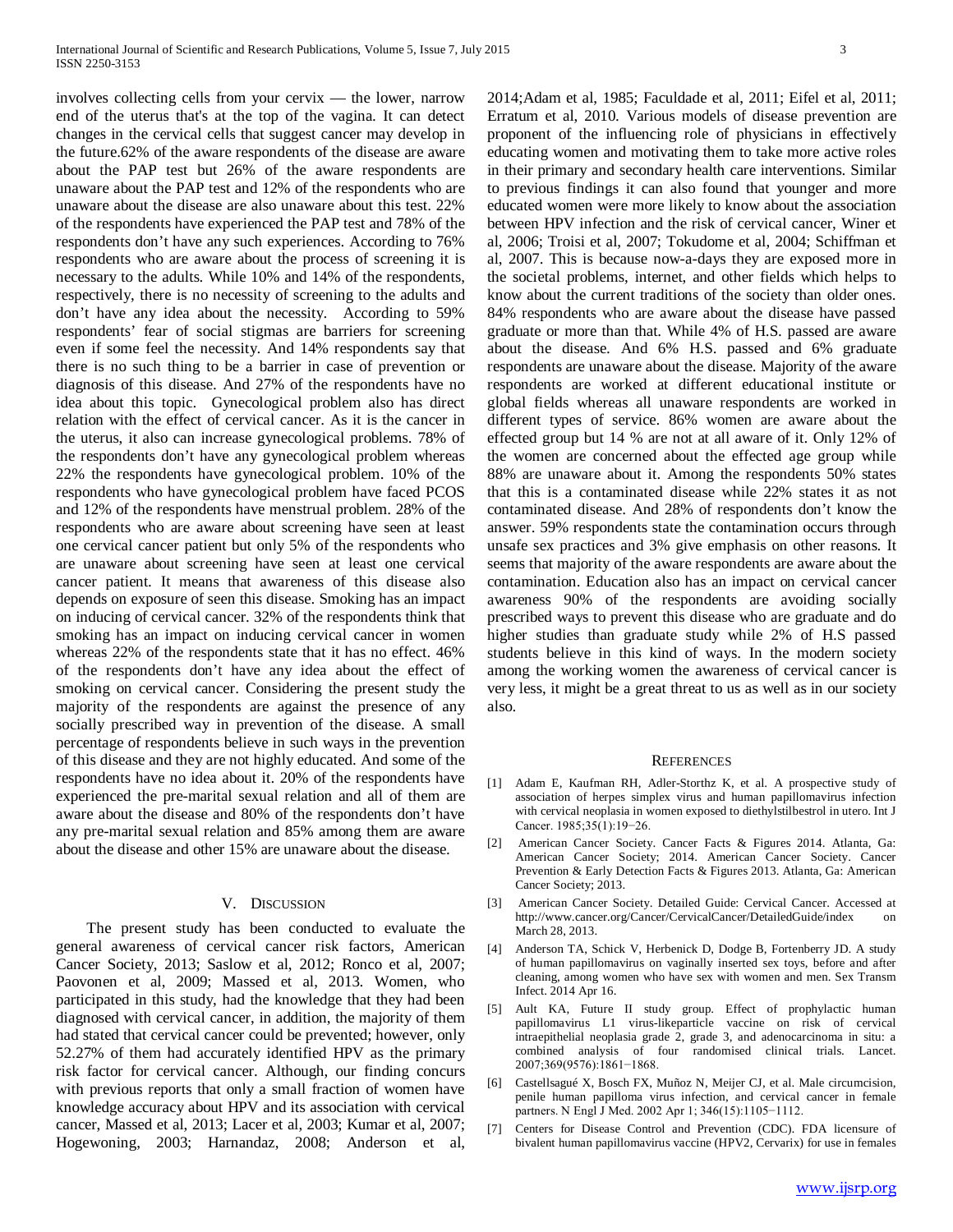involves collecting cells from your cervix — the lower, narrow end of the uterus that's at the top of the vagina. It can detect changes in the cervical cells that suggest cancer may develop in the future.62% of the aware respondents of the disease are aware about the PAP test but 26% of the aware respondents are unaware about the PAP test and 12% of the respondents who are unaware about the disease are also unaware about this test. 22% of the respondents have experienced the PAP test and 78% of the respondents don't have any such experiences. According to 76% respondents who are aware about the process of screening it is necessary to the adults. While 10% and 14% of the respondents, respectively, there is no necessity of screening to the adults and don't have any idea about the necessity. According to 59% respondents' fear of social stigmas are barriers for screening even if some feel the necessity. And 14% respondents say that there is no such thing to be a barrier in case of prevention or diagnosis of this disease. And 27% of the respondents have no idea about this topic. Gynecological problem also has direct relation with the effect of cervical cancer. As it is the cancer in the uterus, it also can increase gynecological problems. 78% of the respondents don't have any gynecological problem whereas 22% the respondents have gynecological problem. 10% of the respondents who have gynecological problem have faced PCOS and 12% of the respondents have menstrual problem. 28% of the respondents who are aware about screening have seen at least one cervical cancer patient but only 5% of the respondents who are unaware about screening have seen at least one cervical cancer patient. It means that awareness of this disease also depends on exposure of seen this disease. Smoking has an impact on inducing of cervical cancer. 32% of the respondents think that smoking has an impact on inducing cervical cancer in women whereas 22% of the respondents state that it has no effect. 46% of the respondents don't have any idea about the effect of smoking on cervical cancer. Considering the present study the majority of the respondents are against the presence of any socially prescribed way in prevention of the disease. A small percentage of respondents believe in such ways in the prevention of this disease and they are not highly educated. And some of the respondents have no idea about it. 20% of the respondents have experienced the pre-marital sexual relation and all of them are aware about the disease and 80% of the respondents don't have any pre-marital sexual relation and 85% among them are aware about the disease and other 15% are unaware about the disease.

## V. Discussion

The present study has been conducted to evaluate the general awareness of cervical cancer risk factors, American Cancer Society, 2013; Saslow et al, 2012; Ronco et al, 2007; Paovonen et al, 2009; Massed et al, 2013. Women, who participated in this study, had the knowledge that they had been diagnosed with cervical cancer, in addition, the majority of them had stated that cervical cancer could be prevented; however, only 52.27% of them had accurately identified HPV as the primary risk factor for cervical cancer. Although, our finding concurs with previous reports that only a small fraction of women have knowledge accuracy about HPV and its association with cervical cancer, Massed et al, 2013; Lacer et al, 2003; Kumar et al, 2007; Hogewoning, 2003; Harnandaz, 2008; Anderson et al, 2014;Adam et al, 1985; Faculdade et al, 2011; Eifel et al, 2011; Erratum et al, 2010. Various models of disease prevention are proponent of the influencing role of physicians in effectively educating women and motivating them to take more active roles in their primary and secondary health care interventions. Similar to previous findings it can also found that younger and more educated women were more likely to know about the association between HPV infection and the risk of cervical cancer, Winer et al, 2006; Troisi et al, 2007; Tokudome et al, 2004; Schiffman et al, 2007. This is because now-a-days they are exposed more in the societal problems, internet, and other fields which helps to know about the current traditions of the society than older ones. 84% respondents who are aware about the disease have passed graduate or more than that. While 4% of H.S. passed are aware about the disease. And 6% H.S. passed and 6% graduate respondents are unaware about the disease. Majority of the aware respondents are worked at different educational institute or global fields whereas all unaware respondents are worked in different types of service. 86% women are aware about the effected group but 14 % are not at all aware of it. Only 12% of the women are concerned about the effected age group while 88% are unaware about it. Among the respondents 50% states that this is a contaminated disease while 22% states it as not contaminated disease. And 28% of respondents don't know the answer. 59% respondents state the contamination occurs through unsafe sex practices and 3% give emphasis on other reasons. It seems that majority of the aware respondents are aware about the contamination. Education also has an impact on cervical cancer awareness 90% of the respondents are avoiding socially prescribed ways to prevent this disease who are graduate and do higher studies than graduate study while 2% of H.S passed students believe in this kind of ways. In the modern society among the working women the awareness of cervical cancer is very less, it might be a great threat to us as well as in our society also.

## References

[1] Adam E, Kaufman RH, Adler-Storthz K, et al. A prospective study of association of herpes simplex virus and human papillomavirus infection with cervical neoplasia in women exposed to diethylstilbestrol in utero. Int J Cancer. 1985;35(1):19−26.

[2] American Cancer Society. Cancer Facts & Figures 2014. Atlanta, Ga: American Cancer Society; 2014. American Cancer Society. Cancer Prevention & Early Detection Facts & Figures 2013. Atlanta, Ga: American Cancer Society; 2013.

[3] American Cancer Society. Detailed Guide: Cervical Cancer. Accessed at http://www.cancer.org/Cancer/CervicalCancer/DetailedGuide/index on March 28, 2013.

[4] Anderson TA, Schick V, Herbenick D, Dodge B, Fortenberry JD. A study of human papillomavirus on vaginally inserted sex toys, before and after cleaning, among women who have sex with women and men. Sex Transm Infect. 2014 Apr 16.

[5] Ault KA, Future II study group. Effect of prophylactic human papillomavirus L1 virus-likeparticle vaccine on risk of cervical intraepithelial neoplasia grade 2, grade 3, and adenocarcinoma in situ: a combined analysis of four randomised clinical trials. Lancet. 2007;369(9576):1861−1868.

[6] Castellsagué X, Bosch FX, Muñoz N, Meijer CJ, et al. Male circumcision, penile human papilloma virus infection, and cervical cancer in female partners. N Engl J Med. 2002 Apr 1; 346(15):1105−1112.

[7] Centers for Disease Control and Prevention (CDC). FDA licensure of bivalent human papillomavirus vaccine (HPV2, Cervarix) for use in females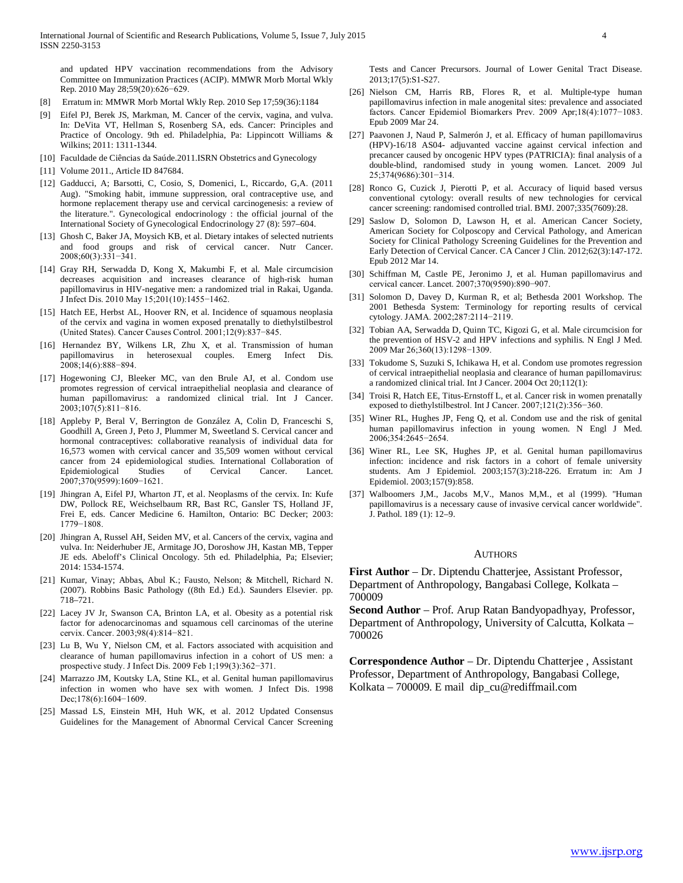and updated HPV vaccination recommendations from the Advisory Committee on Immunization Practices (ACIP). MMWR Morb Mortal Wkly Rep. 2010 May 28;59(20):626−629.

[8] Erratum in: MMWR Morb Mortal Wkly Rep. 2010 Sep 17;59(36):1184

[9] Eifel PJ, Berek JS, Markman, M. Cancer of the cervix, vagina, and vulva. In: DeVita VT, Hellman S, Rosenberg SA, eds. Cancer: Principles and Practice of Oncology. 9th ed. Philadelphia, Pa: Lippincott Williams & Wilkins; 2011: 1311-1344.

[10] Faculdade de Ciências da Saúde.2011.ISRN Obstetrics and Gynecology

[11] Volume 2011., Article ID 847684.

[12] Gadducci, A; Barsotti, C, Cosio, S, Domenici, L, Riccardo, G,A. (2011 Aug). "Smoking habit, immune suppression, oral contraceptive use, and hormone replacement therapy use and cervical carcinogenesis: a review of the literature.". Gynecological endocrinology : the official journal of the International Society of Gynecological Endocrinology 27 (8): 597–604.

[13] Ghosh C, Baker JA, Moysich KB, et al. Dietary intakes of selected nutrients and food groups and risk of cervical cancer. Nutr Cancer. 2008;60(3):331−341.

[14] Gray RH, Serwadda D, Kong X, Makumbi F, et al. Male circumcision decreases acquisition and increases clearance of high-risk human papillomavirus in HIV-negative men: a randomized trial in Rakai, Uganda. J Infect Dis. 2010 May 15;201(10):1455−1462.

[15] Hatch EE, Herbst AL, Hoover RN, et al. Incidence of squamous neoplasia of the cervix and vagina in women exposed prenatally to diethylstilbestrol (United States). Cancer Causes Control. 2001;12(9):837−845.

[16] Hernandez BY, Wilkens LR, Zhu X, et al. Transmission of human papillomavirus in heterosexual couples. Emerg Infect Dis. 2008;14(6):888−894.

[17] Hogewoning CJ, Bleeker MC, van den Brule AJ, et al. Condom use promotes regression of cervical intraepithelial neoplasia and clearance of human papillomavirus: a randomized clinical trial. Int J Cancer. 2003;107(5):811−816.

[18] Appleby P, Beral V, Berrington de González A, Colin D, Franceschi S, Goodhill A, Green J, Peto J, Plummer M, Sweetland S. Cervical cancer and hormonal contraceptives: collaborative reanalysis of individual data for 16,573 women with cervical cancer and 35,509 women without cervical cancer from 24 epidemiological studies. International Collaboration of Epidemiological Studies of Cervical Cancer. Lancet. 2007;370(9599):1609−1621.

[19] Jhingran A, Eifel PJ, Wharton JT, et al. Neoplasms of the cervix. In: Kufe DW, Pollock RE, Weichselbaum RR, Bast RC, Gansler TS, Holland JF, Frei E, eds. Cancer Medicine 6. Hamilton, Ontario: BC Decker; 2003: 1779−1808.

[20] Jhingran A, Russel AH, Seiden MV, et al. Cancers of the cervix, vagina and vulva. In: Neiderhuber JE, Armitage JO, Doroshow JH, Kastan MB, Tepper JE eds. Abeloff's Clinical Oncology. 5th ed. Philadelphia, Pa; Elsevier; 2014: 1534-1574.

[21] Kumar, Vinay; Abbas, Abul K.; Fausto, Nelson; & Mitchell, Richard N. (2007). Robbins Basic Pathology ((8th Ed.) Ed.). Saunders Elsevier. pp. 718–721.

[22] Lacey JV Jr, Swanson CA, Brinton LA, et al. Obesity as a potential risk factor for adenocarcinomas and squamous cell carcinomas of the uterine cervix. Cancer. 2003;98(4):814−821.

[23] Lu B, Wu Y, Nielson CM, et al. Factors associated with acquisition and clearance of human papillomavirus infection in a cohort of US men: a prospective study. J Infect Dis. 2009 Feb 1;199(3):362−371.

[24] Marrazzo JM, Koutsky LA, Stine KL, et al. Genital human papillomavirus infection in women who have sex with women. J Infect Dis. 1998 Dec;178(6):1604−1609.

[25] Massad LS, Einstein MH, Huh WK, et al. 2012 Updated Consensus Guidelines for the Management of Abnormal Cervical Cancer Screening Tests and Cancer Precursors. Journal of Lower Genital Tract Disease. 2013;17(5):S1-S27.

[26] Nielson CM, Harris RB, Flores R, et al. Multiple-type human papillomavirus infection in male anogenital sites: prevalence and associated factors. Cancer Epidemiol Biomarkers Prev. 2009 Apr;18(4):1077−1083. Epub 2009 Mar 24.

[27] Paavonen J, Naud P, Salmerón J, et al. Efficacy of human papillomavirus (HPV)-16/18 AS04- adjuvanted vaccine against cervical infection and precancer caused by oncogenic HPV types (PATRICIA): final analysis of a double-blind, randomised study in young women. Lancet. 2009 Jul 25;374(9686):301−314.

[28] Ronco G, Cuzick J, Pierotti P, et al. Accuracy of liquid based versus conventional cytology: overall results of new technologies for cervical cancer screening: randomised controlled trial. BMJ. 2007;335(7609):28.

[29] Saslow D, Solomon D, Lawson H, et al. American Cancer Society, American Society for Colposcopy and Cervical Pathology, and American Society for Clinical Pathology Screening Guidelines for the Prevention and Early Detection of Cervical Cancer. CA Cancer J Clin. 2012;62(3):147-172. Epub 2012 Mar 14.

[30] Schiffman M, Castle PE, Jeronimo J, et al. Human papillomavirus and cervical cancer. Lancet. 2007;370(9590):890−907.

[31] Solomon D, Davey D, Kurman R, et al; Bethesda 2001 Workshop. The 2001 Bethesda System: Terminology for reporting results of cervical cytology. JAMA. 2002;287:2114−2119.

[32] Tobian AA, Serwadda D, Quinn TC, Kigozi G, et al. Male circumcision for the prevention of HSV-2 and HPV infections and syphilis. N Engl J Med. 2009 Mar 26;360(13):1298−1309.

[33] Tokudome S, Suzuki S, Ichikawa H, et al. Condom use promotes regression of cervical intraepithelial neoplasia and clearance of human papillomavirus: a randomized clinical trial. Int J Cancer. 2004 Oct 20;112(1):

[34] Troisi R, Hatch EE, Titus-Ernstoff L, et al. Cancer risk in women prenatally exposed to diethylstilbestrol. Int J Cancer. 2007;121(2):356−360.

[35] Winer RL, Hughes JP, Feng Q, et al. Condom use and the risk of genital human papillomavirus infection in young women. N Engl J Med. 2006;354:2645−2654.

[36] Winer RL, Lee SK, Hughes JP, et al. Genital human papillomavirus infection: incidence and risk factors in a cohort of female university students. Am J Epidemiol. 2003;157(3):218-226. Erratum in: Am J Epidemiol. 2003;157(9):858.

[37] Walboomers J,M., Jacobs M,V., Manos M,M., et al (1999). "Human papillomavirus is a necessary cause of invasive cervical cancer worldwide". J. Pathol. 189 (1): 12–9.

## Authors

**First Author** – Dr. Diptendu Chatterjee, Assistant Professor, Department of Anthropology, Bangabasi College, Kolkata – 700009

**Second Author** – Prof. Arup Ratan Bandyopadhyay, Professor, Department of Anthropology, University of Calcutta, Kolkata – 700026

**Correspondence Author** – Dr. Diptendu Chatterjee , Assistant Professor, Department of Anthropology, Bangabasi College, Kolkata – 700009. E mail dip_cu@rediffmail.com